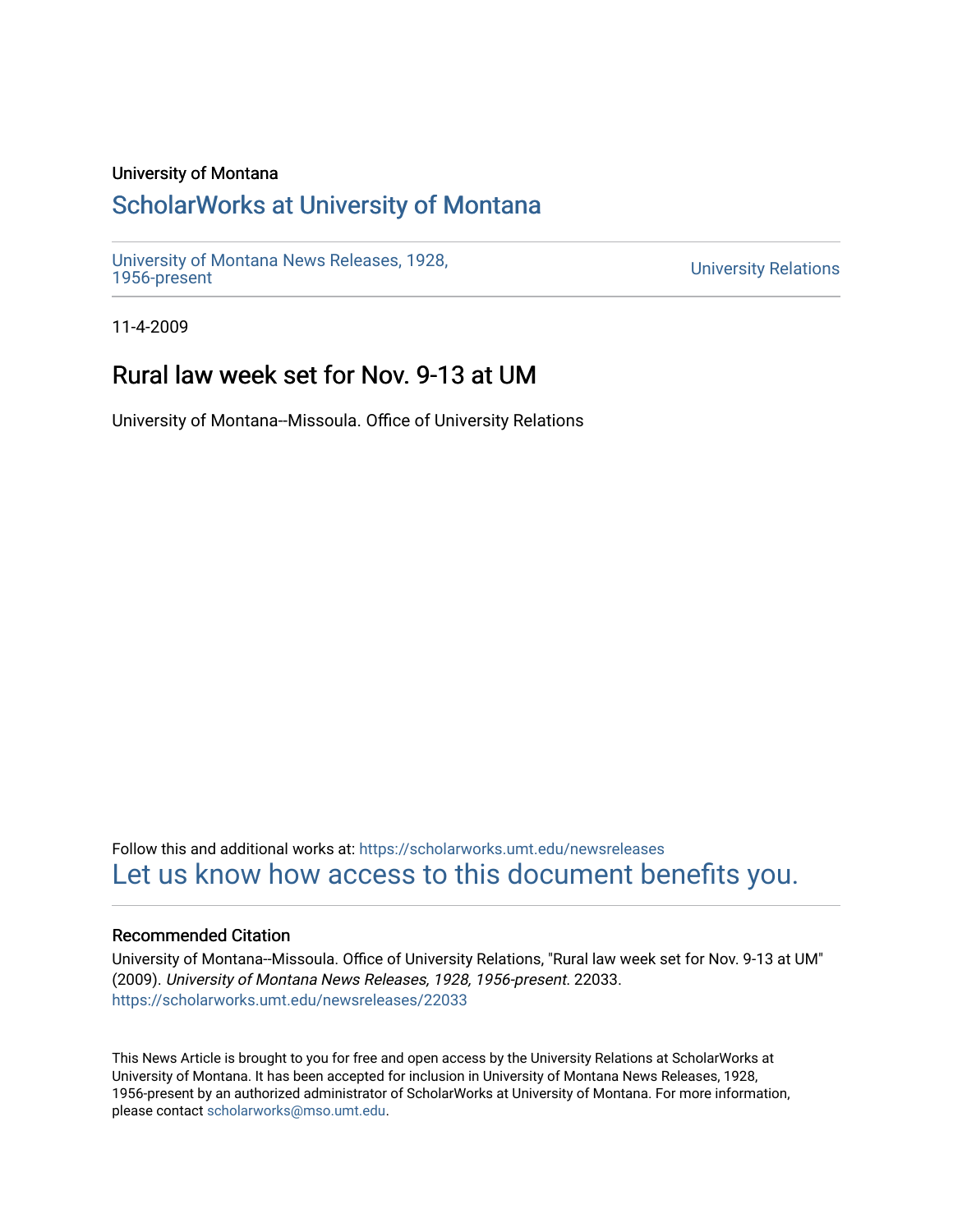University of Montana

## ScholarWorks at University of Montana

University of Montana News Releases, 1928, 1956-present

University Relations

11-4-2009

# Rural law week set for Nov. 9-13 at UM

University of Montana--Missoula. Office of University Relations

Follow this and additional works at: https://scholarworks.umt.edu/newsreleases

Let us know how access to this document benefits you.

### Recommended Citation

University of Montana--Missoula. Office of University Relations, "Rural law week set for Nov. 9-13 at UM" (2009). *University of Montana News Releases, 1928, 1956-present*. 22033.
https://scholarworks.umt.edu/newsreleases/22033

This News Article is brought to you for free and open access by the University Relations at ScholarWorks at University of Montana. It has been accepted for inclusion in University of Montana News Releases, 1928, 1956-present by an authorized administrator of ScholarWorks at University of Montana. For more information, please contact scholarworks@mso.umt.edu.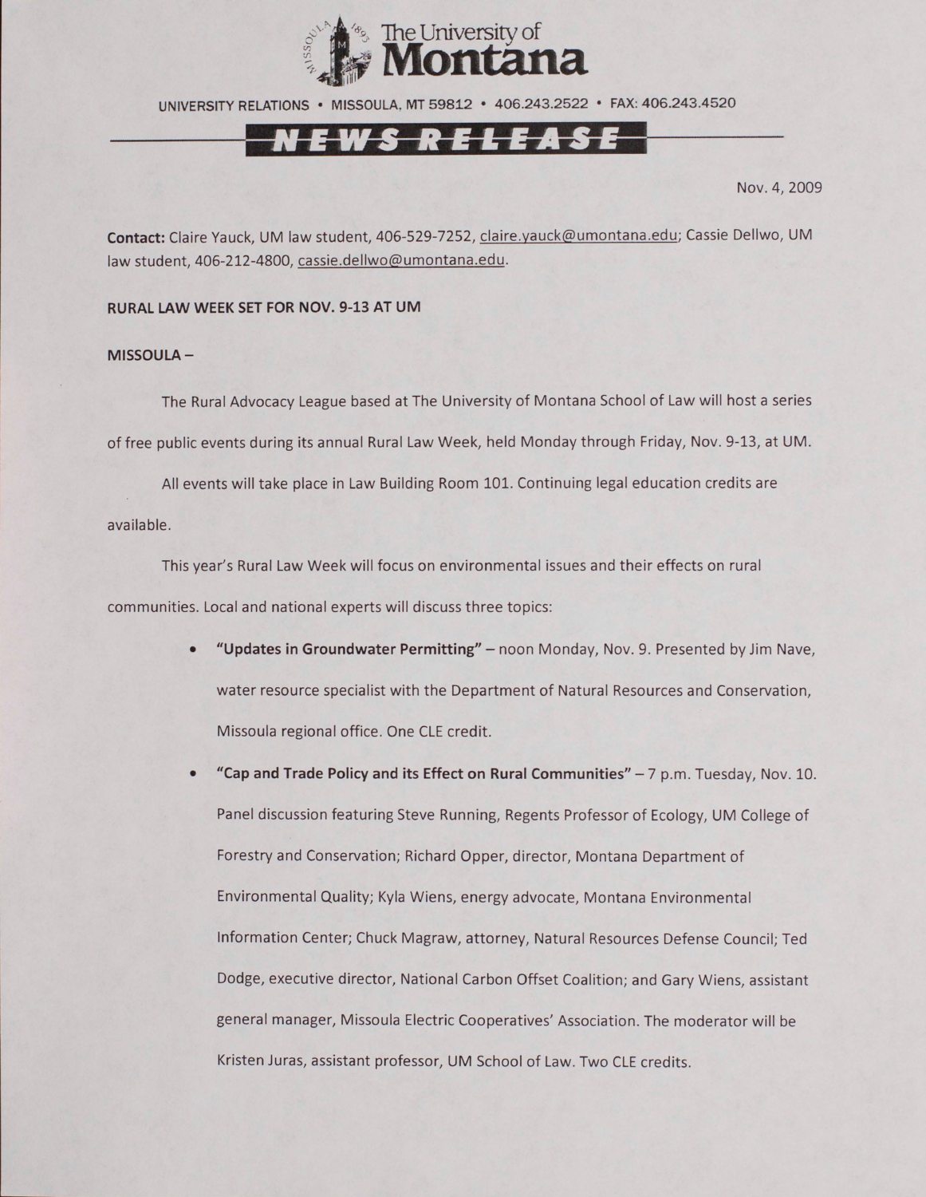The University of Montana

UNIVERSITY RELATIONS • MISSOULA, MT 59812 • 406.243.2522 • FAX: 406.243.4520

**NEWS RELEASE**

Nov. 4, 2009

**Contact:** Claire Yauck, UM law student, 406-529-7252, claire.yauck@umontana.edu; Cassie Dellwo, UM law student, 406-212-4800, cassie.dellwo@umontana.edu.

**RURAL LAW WEEK SET FOR NOV. 9-13 AT UM**

**MISSOULA –**

The Rural Advocacy League based at The University of Montana School of Law will host a series of free public events during its annual Rural Law Week, held Monday through Friday, Nov. 9-13, at UM.

All events will take place in Law Building Room 101. Continuing legal education credits are available.

This year's Rural Law Week will focus on environmental issues and their effects on rural communities. Local and national experts will discuss three topics:

- **"Updates in Groundwater Permitting"** – noon Monday, Nov. 9. Presented by Jim Nave, water resource specialist with the Department of Natural Resources and Conservation, Missoula regional office. One CLE credit.
- **"Cap and Trade Policy and its Effect on Rural Communities"** – 7 p.m. Tuesday, Nov. 10. Panel discussion featuring Steve Running, Regents Professor of Ecology, UM College of Forestry and Conservation; Richard Opper, director, Montana Department of Environmental Quality; Kyla Wiens, energy advocate, Montana Environmental Information Center; Chuck Magraw, attorney, Natural Resources Defense Council; Ted Dodge, executive director, National Carbon Offset Coalition; and Gary Wiens, assistant general manager, Missoula Electric Cooperatives' Association. The moderator will be Kristen Juras, assistant professor, UM School of Law. Two CLE credits.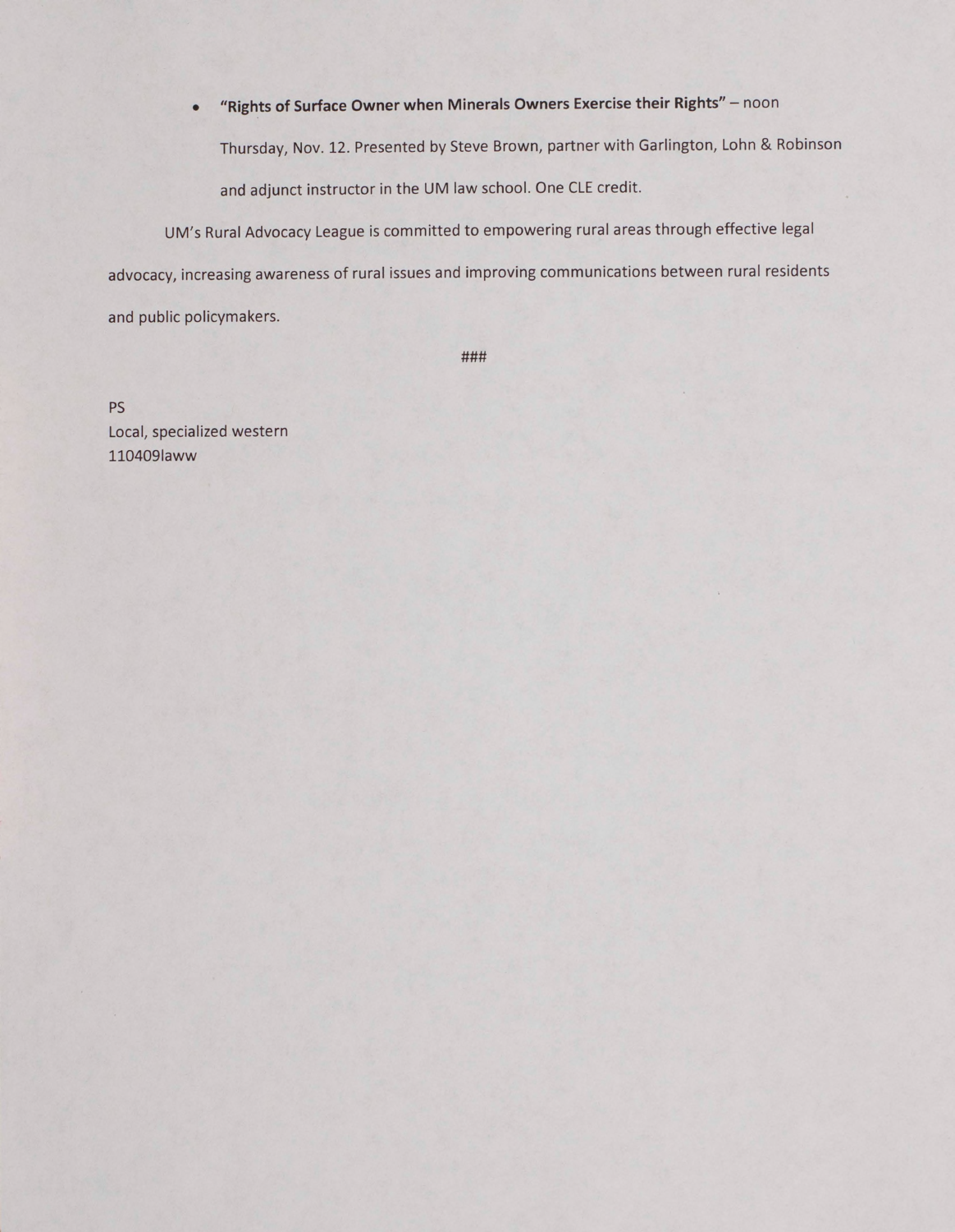- **"Rights of Surface Owner when Minerals Owners Exercise their Rights"** – noon Thursday, Nov. 12. Presented by Steve Brown, partner with Garlington, Lohn & Robinson and adjunct instructor in the UM law school. One CLE credit.

UM's Rural Advocacy League is committed to empowering rural areas through effective legal advocacy, increasing awareness of rural issues and improving communications between rural residents and public policymakers.

###

PS
Local, specialized western
110409laww